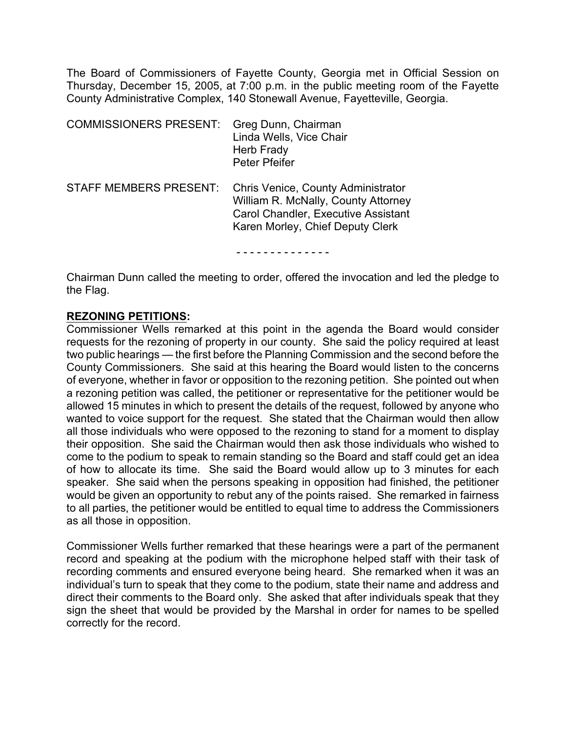The Board of Commissioners of Fayette County, Georgia met in Official Session on Thursday, December 15, 2005, at 7:00 p.m. in the public meeting room of the Fayette County Administrative Complex, 140 Stonewall Avenue, Fayetteville, Georgia.

| COMMISSIONERS PRESENT: | Greg Dunn, Chairman |
|---|---|
| | Linda Wells, Vice Chair |
| | Herb Frady |
| | Peter Pfeifer |

| STAFF MEMBERS PRESENT: | Chris Venice, County Administrator |
|---|---|
| | William R. McNally, County Attorney |
| | Carol Chandler, Executive Assistant |
| | Karen Morley, Chief Deputy Clerk |

\- - - - - - - - - - - - - -

Chairman Dunn called the meeting to order, offered the invocation and led the pledge to the Flag.

**REZONING PETITIONS:**

Commissioner Wells remarked at this point in the agenda the Board would consider requests for the rezoning of property in our county. She said the policy required at least two public hearings — the first before the Planning Commission and the second before the County Commissioners. She said at this hearing the Board would listen to the concerns of everyone, whether in favor or opposition to the rezoning petition. She pointed out when a rezoning petition was called, the petitioner or representative for the petitioner would be allowed 15 minutes in which to present the details of the request, followed by anyone who wanted to voice support for the request. She stated that the Chairman would then allow all those individuals who were opposed to the rezoning to stand for a moment to display their opposition. She said the Chairman would then ask those individuals who wished to come to the podium to speak to remain standing so the Board and staff could get an idea of how to allocate its time. She said the Board would allow up to 3 minutes for each speaker. She said when the persons speaking in opposition had finished, the petitioner would be given an opportunity to rebut any of the points raised. She remarked in fairness to all parties, the petitioner would be entitled to equal time to address the Commissioners as all those in opposition.

Commissioner Wells further remarked that these hearings were a part of the permanent record and speaking at the podium with the microphone helped staff with their task of recording comments and ensured everyone being heard. She remarked when it was an individual's turn to speak that they come to the podium, state their name and address and direct their comments to the Board only. She asked that after individuals speak that they sign the sheet that would be provided by the Marshal in order for names to be spelled correctly for the record.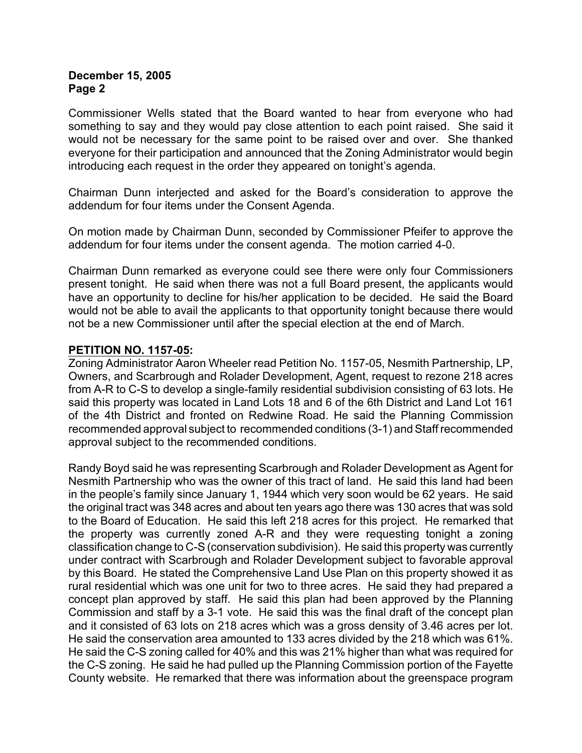Commissioner Wells stated that the Board wanted to hear from everyone who had something to say and they would pay close attention to each point raised. She said it would not be necessary for the same point to be raised over and over. She thanked everyone for their participation and announced that the Zoning Administrator would begin introducing each request in the order they appeared on tonight's agenda.

Chairman Dunn interjected and asked for the Board's consideration to approve the addendum for four items under the Consent Agenda.

On motion made by Chairman Dunn, seconded by Commissioner Pfeifer to approve the addendum for four items under the consent agenda. The motion carried 4-0.

Chairman Dunn remarked as everyone could see there were only four Commissioners present tonight. He said when there was not a full Board present, the applicants would have an opportunity to decline for his/her application to be decided. He said the Board would not be able to avail the applicants to that opportunity tonight because there would not be a new Commissioner until after the special election at the end of March.

**PETITION NO. 1157-05:**

Zoning Administrator Aaron Wheeler read Petition No. 1157-05, Nesmith Partnership, LP, Owners, and Scarbrough and Rolader Development, Agent, request to rezone 218 acres from A-R to C-S to develop a single-family residential subdivision consisting of 63 lots. He said this property was located in Land Lots 18 and 6 of the 6th District and Land Lot 161 of the 4th District and fronted on Redwine Road. He said the Planning Commission recommended approval subject to recommended conditions (3-1) and Staff recommended approval subject to the recommended conditions.

Randy Boyd said he was representing Scarbrough and Rolader Development as Agent for Nesmith Partnership who was the owner of this tract of land. He said this land had been in the people's family since January 1, 1944 which very soon would be 62 years. He said the original tract was 348 acres and about ten years ago there was 130 acres that was sold to the Board of Education. He said this left 218 acres for this project. He remarked that the property was currently zoned A-R and they were requesting tonight a zoning classification change to C-S (conservation subdivision). He said this property was currently under contract with Scarbrough and Rolader Development subject to favorable approval by this Board. He stated the Comprehensive Land Use Plan on this property showed it as rural residential which was one unit for two to three acres. He said they had prepared a concept plan approved by staff. He said this plan had been approved by the Planning Commission and staff by a 3-1 vote. He said this was the final draft of the concept plan and it consisted of 63 lots on 218 acres which was a gross density of 3.46 acres per lot. He said the conservation area amounted to 133 acres divided by the 218 which was 61%. He said the C-S zoning called for 40% and this was 21% higher than what was required for the C-S zoning. He said he had pulled up the Planning Commission portion of the Fayette County website. He remarked that there was information about the greenspace program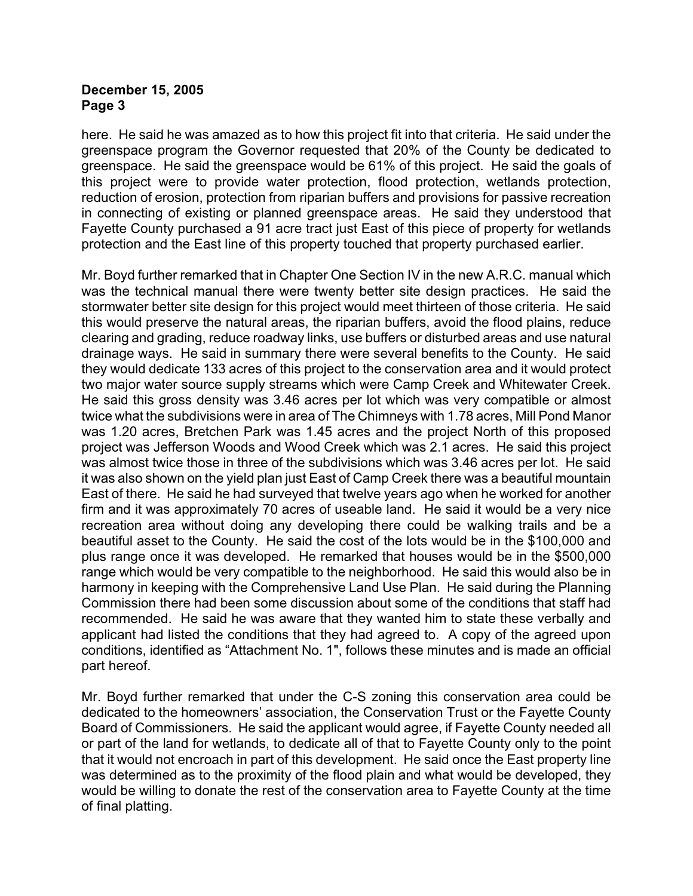here. He said he was amazed as to how this project fit into that criteria. He said under the greenspace program the Governor requested that 20% of the County be dedicated to greenspace. He said the greenspace would be 61% of this project. He said the goals of this project were to provide water protection, flood protection, wetlands protection, reduction of erosion, protection from riparian buffers and provisions for passive recreation in connecting of existing or planned greenspace areas. He said they understood that Fayette County purchased a 91 acre tract just East of this piece of property for wetlands protection and the East line of this property touched that property purchased earlier.

Mr. Boyd further remarked that in Chapter One Section IV in the new A.R.C. manual which was the technical manual there were twenty better site design practices. He said the stormwater better site design for this project would meet thirteen of those criteria. He said this would preserve the natural areas, the riparian buffers, avoid the flood plains, reduce clearing and grading, reduce roadway links, use buffers or disturbed areas and use natural drainage ways. He said in summary there were several benefits to the County. He said they would dedicate 133 acres of this project to the conservation area and it would protect two major water source supply streams which were Camp Creek and Whitewater Creek. He said this gross density was 3.46 acres per lot which was very compatible or almost twice what the subdivisions were in area of The Chimneys with 1.78 acres, Mill Pond Manor was 1.20 acres, Bretchen Park was 1.45 acres and the project North of this proposed project was Jefferson Woods and Wood Creek which was 2.1 acres. He said this project was almost twice those in three of the subdivisions which was 3.46 acres per lot. He said it was also shown on the yield plan just East of Camp Creek there was a beautiful mountain East of there. He said he had surveyed that twelve years ago when he worked for another firm and it was approximately 70 acres of useable land. He said it would be a very nice recreation area without doing any developing there could be walking trails and be a beautiful asset to the County. He said the cost of the lots would be in the $100,000 and plus range once it was developed. He remarked that houses would be in the $500,000 range which would be very compatible to the neighborhood. He said this would also be in harmony in keeping with the Comprehensive Land Use Plan. He said during the Planning Commission there had been some discussion about some of the conditions that staff had recommended. He said he was aware that they wanted him to state these verbally and applicant had listed the conditions that they had agreed to. A copy of the agreed upon conditions, identified as "Attachment No. 1", follows these minutes and is made an official part hereof.

Mr. Boyd further remarked that under the C-S zoning this conservation area could be dedicated to the homeowners' association, the Conservation Trust or the Fayette County Board of Commissioners. He said the applicant would agree, if Fayette County needed all or part of the land for wetlands, to dedicate all of that to Fayette County only to the point that it would not encroach in part of this development. He said once the East property line was determined as to the proximity of the flood plain and what would be developed, they would be willing to donate the rest of the conservation area to Fayette County at the time of final platting.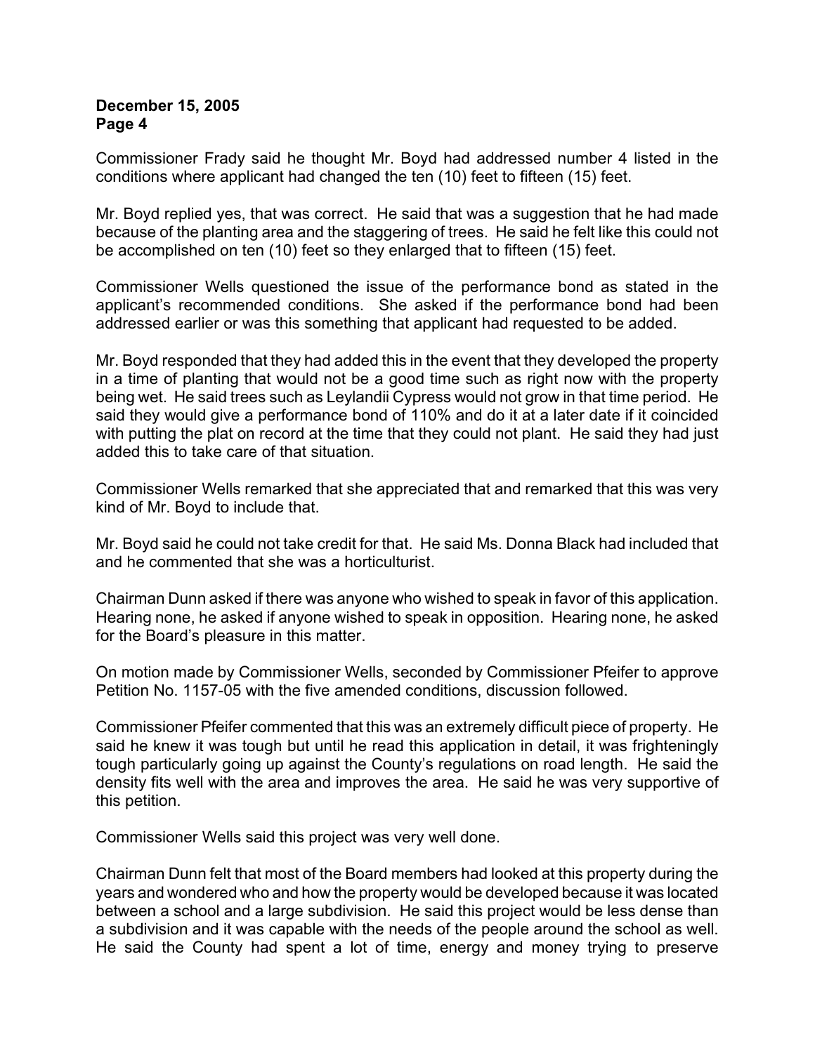Commissioner Frady said he thought Mr. Boyd had addressed number 4 listed in the conditions where applicant had changed the ten (10) feet to fifteen (15) feet.

Mr. Boyd replied yes, that was correct. He said that was a suggestion that he had made because of the planting area and the staggering of trees. He said he felt like this could not be accomplished on ten (10) feet so they enlarged that to fifteen (15) feet.

Commissioner Wells questioned the issue of the performance bond as stated in the applicant's recommended conditions. She asked if the performance bond had been addressed earlier or was this something that applicant had requested to be added.

Mr. Boyd responded that they had added this in the event that they developed the property in a time of planting that would not be a good time such as right now with the property being wet. He said trees such as Leylandii Cypress would not grow in that time period. He said they would give a performance bond of 110% and do it at a later date if it coincided with putting the plat on record at the time that they could not plant. He said they had just added this to take care of that situation.

Commissioner Wells remarked that she appreciated that and remarked that this was very kind of Mr. Boyd to include that.

Mr. Boyd said he could not take credit for that. He said Ms. Donna Black had included that and he commented that she was a horticulturist.

Chairman Dunn asked if there was anyone who wished to speak in favor of this application. Hearing none, he asked if anyone wished to speak in opposition. Hearing none, he asked for the Board's pleasure in this matter.

On motion made by Commissioner Wells, seconded by Commissioner Pfeifer to approve Petition No. 1157-05 with the five amended conditions, discussion followed.

Commissioner Pfeifer commented that this was an extremely difficult piece of property. He said he knew it was tough but until he read this application in detail, it was frighteningly tough particularly going up against the County's regulations on road length. He said the density fits well with the area and improves the area. He said he was very supportive of this petition.

Commissioner Wells said this project was very well done.

Chairman Dunn felt that most of the Board members had looked at this property during the years and wondered who and how the property would be developed because it was located between a school and a large subdivision. He said this project would be less dense than a subdivision and it was capable with the needs of the people around the school as well. He said the County had spent a lot of time, energy and money trying to preserve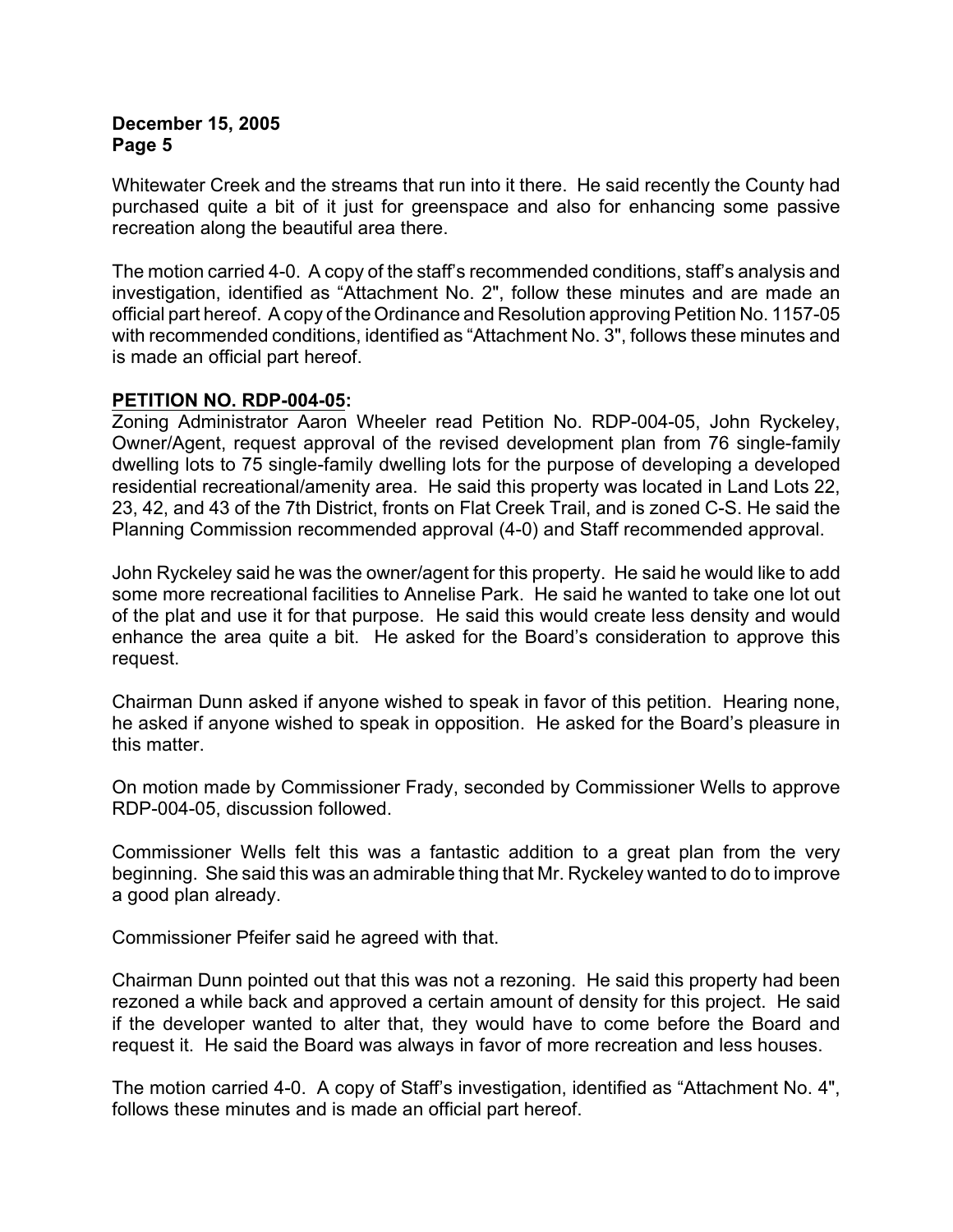Whitewater Creek and the streams that run into it there. He said recently the County had purchased quite a bit of it just for greenspace and also for enhancing some passive recreation along the beautiful area there.

The motion carried 4-0. A copy of the staff's recommended conditions, staff's analysis and investigation, identified as "Attachment No. 2", follow these minutes and are made an official part hereof. A copy of the Ordinance and Resolution approving Petition No. 1157-05 with recommended conditions, identified as "Attachment No. 3", follows these minutes and is made an official part hereof.

**PETITION NO. RDP-004-05:**

Zoning Administrator Aaron Wheeler read Petition No. RDP-004-05, John Ryckeley, Owner/Agent, request approval of the revised development plan from 76 single-family dwelling lots to 75 single-family dwelling lots for the purpose of developing a developed residential recreational/amenity area. He said this property was located in Land Lots 22, 23, 42, and 43 of the 7th District, fronts on Flat Creek Trail, and is zoned C-S. He said the Planning Commission recommended approval (4-0) and Staff recommended approval.

John Ryckeley said he was the owner/agent for this property. He said he would like to add some more recreational facilities to Annelise Park. He said he wanted to take one lot out of the plat and use it for that purpose. He said this would create less density and would enhance the area quite a bit. He asked for the Board's consideration to approve this request.

Chairman Dunn asked if anyone wished to speak in favor of this petition. Hearing none, he asked if anyone wished to speak in opposition. He asked for the Board's pleasure in this matter.

On motion made by Commissioner Frady, seconded by Commissioner Wells to approve RDP-004-05, discussion followed.

Commissioner Wells felt this was a fantastic addition to a great plan from the very beginning. She said this was an admirable thing that Mr. Ryckeley wanted to do to improve a good plan already.

Commissioner Pfeifer said he agreed with that.

Chairman Dunn pointed out that this was not a rezoning. He said this property had been rezoned a while back and approved a certain amount of density for this project. He said if the developer wanted to alter that, they would have to come before the Board and request it. He said the Board was always in favor of more recreation and less houses.

The motion carried 4-0. A copy of Staff's investigation, identified as "Attachment No. 4", follows these minutes and is made an official part hereof.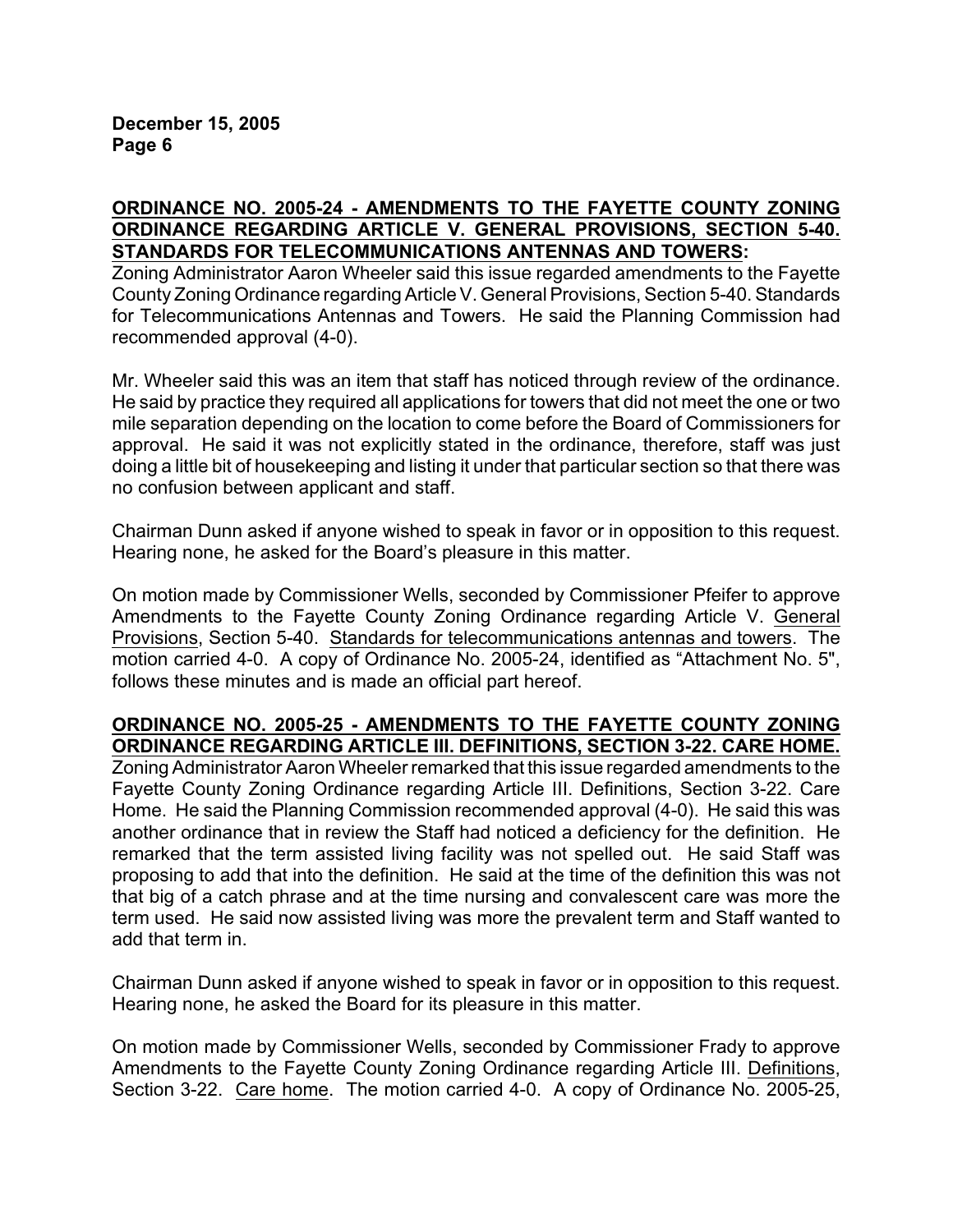**ORDINANCE NO. 2005-24 - AMENDMENTS TO THE FAYETTE COUNTY ZONING ORDINANCE REGARDING ARTICLE V. GENERAL PROVISIONS, SECTION 5-40. STANDARDS FOR TELECOMMUNICATIONS ANTENNAS AND TOWERS:**

Zoning Administrator Aaron Wheeler said this issue regarded amendments to the Fayette County Zoning Ordinance regarding Article V. General Provisions, Section 5-40. Standards for Telecommunications Antennas and Towers. He said the Planning Commission had recommended approval (4-0).

Mr. Wheeler said this was an item that staff has noticed through review of the ordinance. He said by practice they required all applications for towers that did not meet the one or two mile separation depending on the location to come before the Board of Commissioners for approval. He said it was not explicitly stated in the ordinance, therefore, staff was just doing a little bit of housekeeping and listing it under that particular section so that there was no confusion between applicant and staff.

Chairman Dunn asked if anyone wished to speak in favor or in opposition to this request. Hearing none, he asked for the Board's pleasure in this matter.

On motion made by Commissioner Wells, seconded by Commissioner Pfeifer to approve Amendments to the Fayette County Zoning Ordinance regarding Article V. General Provisions, Section 5-40. Standards for telecommunications antennas and towers. The motion carried 4-0. A copy of Ordinance No. 2005-24, identified as "Attachment No. 5", follows these minutes and is made an official part hereof.

**ORDINANCE NO. 2005-25 - AMENDMENTS TO THE FAYETTE COUNTY ZONING ORDINANCE REGARDING ARTICLE III. DEFINITIONS, SECTION 3-22. CARE HOME.**

Zoning Administrator Aaron Wheeler remarked that this issue regarded amendments to the Fayette County Zoning Ordinance regarding Article III. Definitions, Section 3-22. Care Home. He said the Planning Commission recommended approval (4-0). He said this was another ordinance that in review the Staff had noticed a deficiency for the definition. He remarked that the term assisted living facility was not spelled out. He said Staff was proposing to add that into the definition. He said at the time of the definition this was not that big of a catch phrase and at the time nursing and convalescent care was more the term used. He said now assisted living was more the prevalent term and Staff wanted to add that term in.

Chairman Dunn asked if anyone wished to speak in favor or in opposition to this request. Hearing none, he asked the Board for its pleasure in this matter.

On motion made by Commissioner Wells, seconded by Commissioner Frady to approve Amendments to the Fayette County Zoning Ordinance regarding Article III. Definitions, Section 3-22. Care home. The motion carried 4-0. A copy of Ordinance No. 2005-25,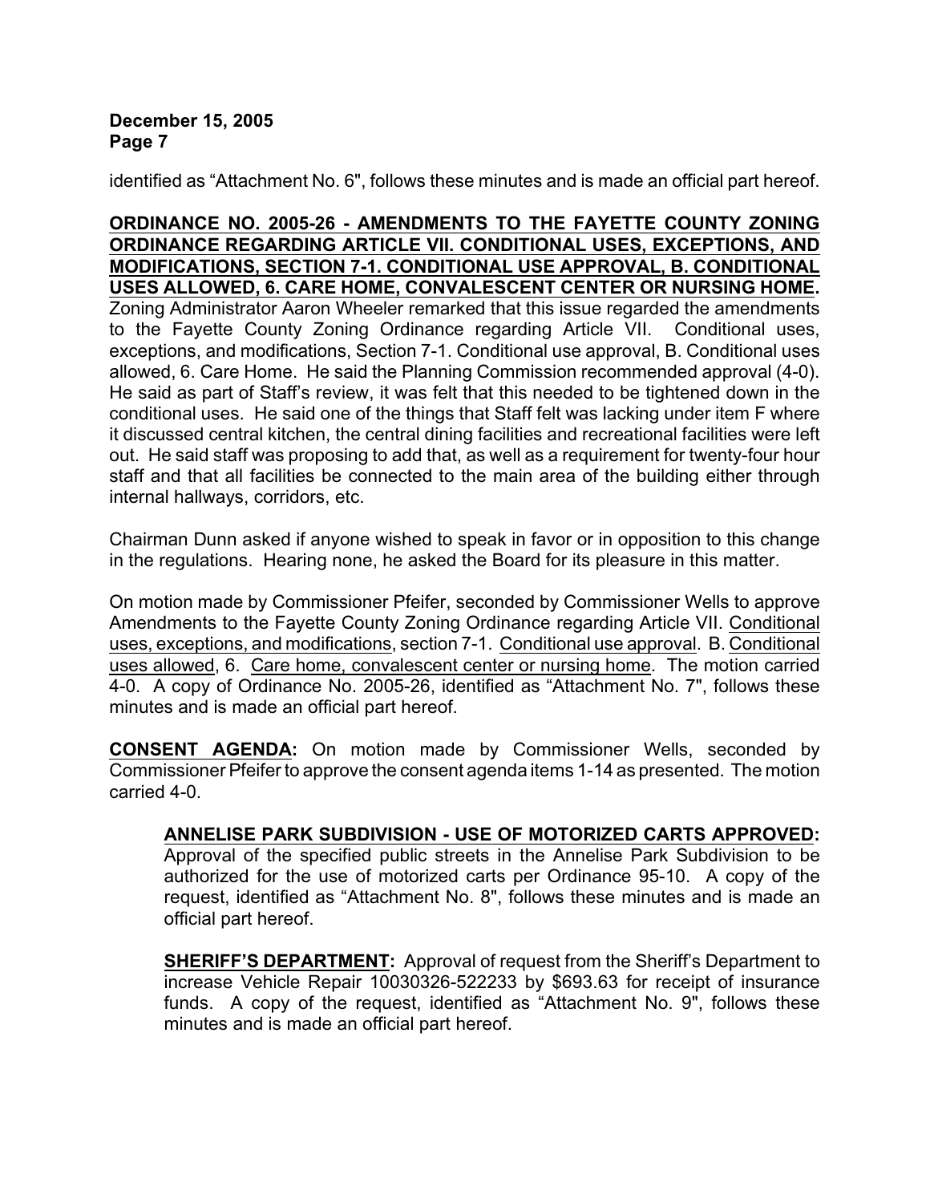identified as “Attachment No. 6", follows these minutes and is made an official part hereof.

**ORDINANCE NO. 2005-26 - AMENDMENTS TO THE FAYETTE COUNTY ZONING ORDINANCE REGARDING ARTICLE VII. CONDITIONAL USES, EXCEPTIONS, AND MODIFICATIONS, SECTION 7-1. CONDITIONAL USE APPROVAL, B. CONDITIONAL USES ALLOWED, 6. CARE HOME, CONVALESCENT CENTER OR NURSING HOME.** Zoning Administrator Aaron Wheeler remarked that this issue regarded the amendments to the Fayette County Zoning Ordinance regarding Article VII. Conditional uses, exceptions, and modifications, Section 7-1. Conditional use approval, B. Conditional uses allowed, 6. Care Home. He said the Planning Commission recommended approval (4-0). He said as part of Staff's review, it was felt that this needed to be tightened down in the conditional uses. He said one of the things that Staff felt was lacking under item F where it discussed central kitchen, the central dining facilities and recreational facilities were left out. He said staff was proposing to add that, as well as a requirement for twenty-four hour staff and that all facilities be connected to the main area of the building either through internal hallways, corridors, etc.

Chairman Dunn asked if anyone wished to speak in favor or in opposition to this change in the regulations. Hearing none, he asked the Board for its pleasure in this matter.

On motion made by Commissioner Pfeifer, seconded by Commissioner Wells to approve Amendments to the Fayette County Zoning Ordinance regarding Article VII. Conditional uses, exceptions, and modifications, section 7-1. Conditional use approval. B. Conditional uses allowed, 6. Care home, convalescent center or nursing home. The motion carried 4-0. A copy of Ordinance No. 2005-26, identified as “Attachment No. 7", follows these minutes and is made an official part hereof.

**CONSENT AGENDA:** On motion made by Commissioner Wells, seconded by Commissioner Pfeifer to approve the consent agenda items 1-14 as presented. The motion carried 4-0.

**ANNELISE PARK SUBDIVISION - USE OF MOTORIZED CARTS APPROVED:** Approval of the specified public streets in the Annelise Park Subdivision to be authorized for the use of motorized carts per Ordinance 95-10. A copy of the request, identified as “Attachment No. 8", follows these minutes and is made an official part hereof.

**SHERIFF'S DEPARTMENT:** Approval of request from the Sheriff's Department to increase Vehicle Repair 10030326-522233 by $693.63 for receipt of insurance funds. A copy of the request, identified as “Attachment No. 9", follows these minutes and is made an official part hereof.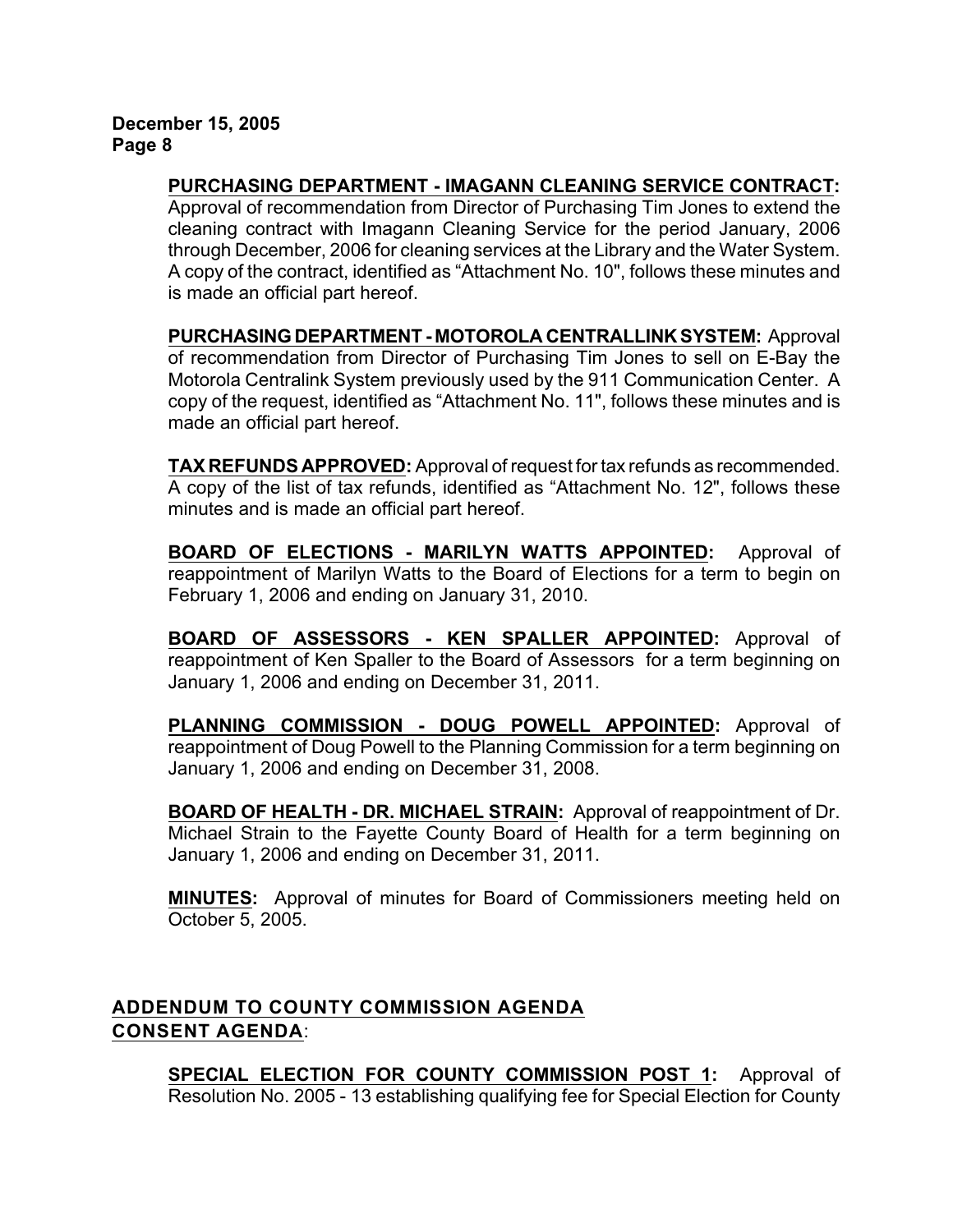**PURCHASING DEPARTMENT - IMAGANN CLEANING SERVICE CONTRACT:** Approval of recommendation from Director of Purchasing Tim Jones to extend the cleaning contract with Imagann Cleaning Service for the period January, 2006 through December, 2006 for cleaning services at the Library and the Water System. A copy of the contract, identified as "Attachment No. 10", follows these minutes and is made an official part hereof.

**PURCHASING DEPARTMENT - MOTOROLA CENTRALLINK SYSTEM:** Approval of recommendation from Director of Purchasing Tim Jones to sell on E-Bay the Motorola Centralink System previously used by the 911 Communication Center. A copy of the request, identified as "Attachment No. 11", follows these minutes and is made an official part hereof.

**TAX REFUNDS APPROVED:** Approval of request for tax refunds as recommended. A copy of the list of tax refunds, identified as "Attachment No. 12", follows these minutes and is made an official part hereof.

**BOARD OF ELECTIONS - MARILYN WATTS APPOINTED:** Approval of reappointment of Marilyn Watts to the Board of Elections for a term to begin on February 1, 2006 and ending on January 31, 2010.

**BOARD OF ASSESSORS - KEN SPALLER APPOINTED:** Approval of reappointment of Ken Spaller to the Board of Assessors for a term beginning on January 1, 2006 and ending on December 31, 2011.

**PLANNING COMMISSION - DOUG POWELL APPOINTED:** Approval of reappointment of Doug Powell to the Planning Commission for a term beginning on January 1, 2006 and ending on December 31, 2008.

**BOARD OF HEALTH - DR. MICHAEL STRAIN:** Approval of reappointment of Dr. Michael Strain to the Fayette County Board of Health for a term beginning on January 1, 2006 and ending on December 31, 2011.

**MINUTES:** Approval of minutes for Board of Commissioners meeting held on October 5, 2005.

## ADDENDUM TO COUNTY COMMISSION AGENDA CONSENT AGENDA:

**SPECIAL ELECTION FOR COUNTY COMMISSION POST 1:** Approval of Resolution No. 2005 - 13 establishing qualifying fee for Special Election for County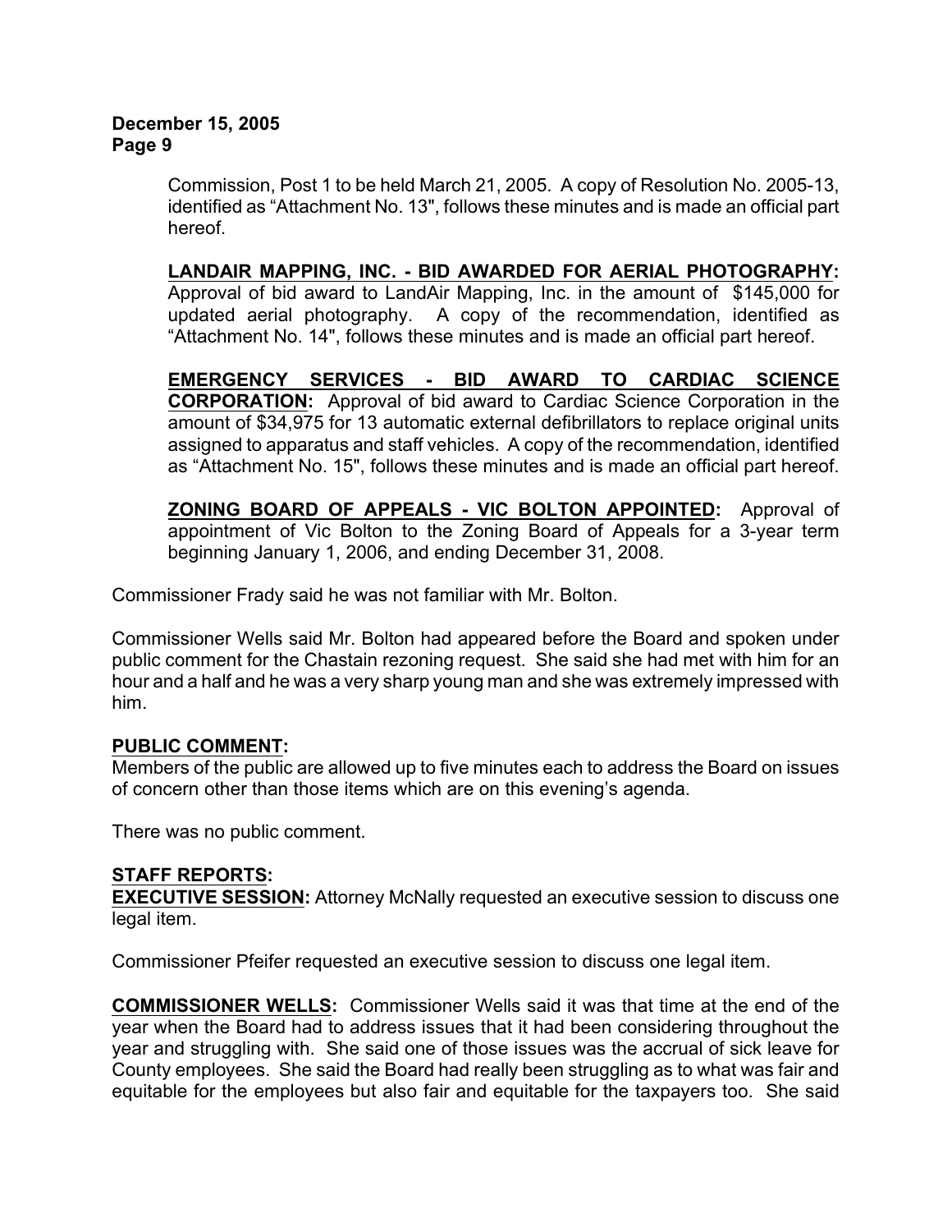Commission, Post 1 to be held March 21, 2005. A copy of Resolution No. 2005-13, identified as "Attachment No. 13", follows these minutes and is made an official part hereof.

**LANDAIR MAPPING, INC. - BID AWARDED FOR AERIAL PHOTOGRAPHY:** Approval of bid award to LandAir Mapping, Inc. in the amount of $145,000 for updated aerial photography. A copy of the recommendation, identified as "Attachment No. 14", follows these minutes and is made an official part hereof.

**EMERGENCY SERVICES - BID AWARD TO CARDIAC SCIENCE CORPORATION:** Approval of bid award to Cardiac Science Corporation in the amount of $34,975 for 13 automatic external defibrillators to replace original units assigned to apparatus and staff vehicles. A copy of the recommendation, identified as "Attachment No. 15", follows these minutes and is made an official part hereof.

**ZONING BOARD OF APPEALS - VIC BOLTON APPOINTED:** Approval of appointment of Vic Bolton to the Zoning Board of Appeals for a 3-year term beginning January 1, 2006, and ending December 31, 2008.

Commissioner Frady said he was not familiar with Mr. Bolton.

Commissioner Wells said Mr. Bolton had appeared before the Board and spoken under public comment for the Chastain rezoning request. She said she had met with him for an hour and a half and he was a very sharp young man and she was extremely impressed with him.

**PUBLIC COMMENT:**
Members of the public are allowed up to five minutes each to address the Board on issues of concern other than those items which are on this evening's agenda.

There was no public comment.

**STAFF REPORTS:**
**EXECUTIVE SESSION:** Attorney McNally requested an executive session to discuss one legal item.

Commissioner Pfeifer requested an executive session to discuss one legal item.

**COMMISSIONER WELLS:** Commissioner Wells said it was that time at the end of the year when the Board had to address issues that it had been considering throughout the year and struggling with. She said one of those issues was the accrual of sick leave for County employees. She said the Board had really been struggling as to what was fair and equitable for the employees but also fair and equitable for the taxpayers too. She said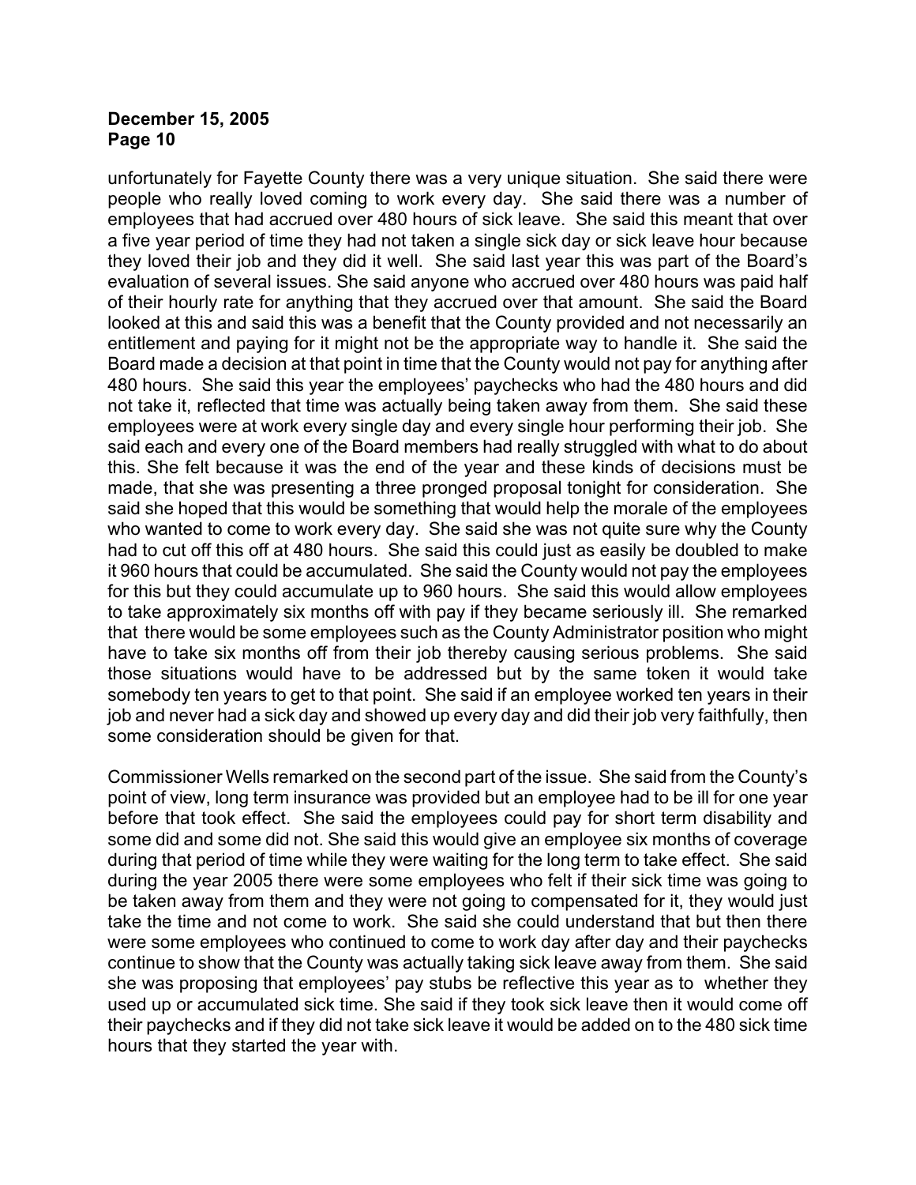unfortunately for Fayette County there was a very unique situation. She said there were people who really loved coming to work every day. She said there was a number of employees that had accrued over 480 hours of sick leave. She said this meant that over a five year period of time they had not taken a single sick day or sick leave hour because they loved their job and they did it well. She said last year this was part of the Board's evaluation of several issues. She said anyone who accrued over 480 hours was paid half of their hourly rate for anything that they accrued over that amount. She said the Board looked at this and said this was a benefit that the County provided and not necessarily an entitlement and paying for it might not be the appropriate way to handle it. She said the Board made a decision at that point in time that the County would not pay for anything after 480 hours. She said this year the employees' paychecks who had the 480 hours and did not take it, reflected that time was actually being taken away from them. She said these employees were at work every single day and every single hour performing their job. She said each and every one of the Board members had really struggled with what to do about this. She felt because it was the end of the year and these kinds of decisions must be made, that she was presenting a three pronged proposal tonight for consideration. She said she hoped that this would be something that would help the morale of the employees who wanted to come to work every day. She said she was not quite sure why the County had to cut off this off at 480 hours. She said this could just as easily be doubled to make it 960 hours that could be accumulated. She said the County would not pay the employees for this but they could accumulate up to 960 hours. She said this would allow employees to take approximately six months off with pay if they became seriously ill. She remarked that there would be some employees such as the County Administrator position who might have to take six months off from their job thereby causing serious problems. She said those situations would have to be addressed but by the same token it would take somebody ten years to get to that point. She said if an employee worked ten years in their job and never had a sick day and showed up every day and did their job very faithfully, then some consideration should be given for that.

Commissioner Wells remarked on the second part of the issue. She said from the County's point of view, long term insurance was provided but an employee had to be ill for one year before that took effect. She said the employees could pay for short term disability and some did and some did not. She said this would give an employee six months of coverage during that period of time while they were waiting for the long term to take effect. She said during the year 2005 there were some employees who felt if their sick time was going to be taken away from them and they were not going to compensated for it, they would just take the time and not come to work. She said she could understand that but then there were some employees who continued to come to work day after day and their paychecks continue to show that the County was actually taking sick leave away from them. She said she was proposing that employees' pay stubs be reflective this year as to whether they used up or accumulated sick time. She said if they took sick leave then it would come off their paychecks and if they did not take sick leave it would be added on to the 480 sick time hours that they started the year with.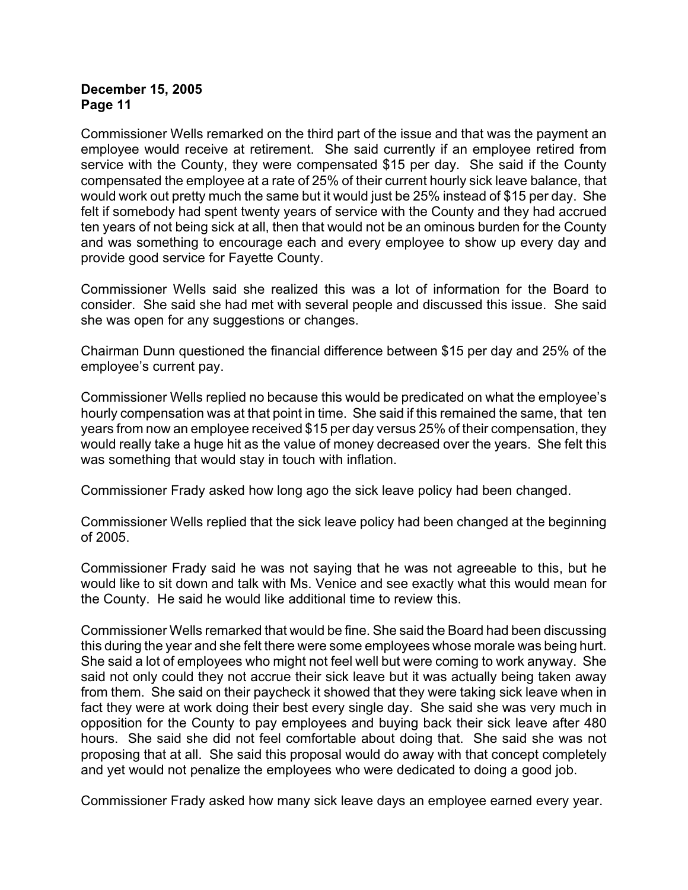Commissioner Wells remarked on the third part of the issue and that was the payment an employee would receive at retirement. She said currently if an employee retired from service with the County, they were compensated $15 per day. She said if the County compensated the employee at a rate of 25% of their current hourly sick leave balance, that would work out pretty much the same but it would just be 25% instead of $15 per day. She felt if somebody had spent twenty years of service with the County and they had accrued ten years of not being sick at all, then that would not be an ominous burden for the County and was something to encourage each and every employee to show up every day and provide good service for Fayette County.

Commissioner Wells said she realized this was a lot of information for the Board to consider. She said she had met with several people and discussed this issue. She said she was open for any suggestions or changes.

Chairman Dunn questioned the financial difference between $15 per day and 25% of the employee's current pay.

Commissioner Wells replied no because this would be predicated on what the employee's hourly compensation was at that point in time. She said if this remained the same, that ten years from now an employee received $15 per day versus 25% of their compensation, they would really take a huge hit as the value of money decreased over the years. She felt this was something that would stay in touch with inflation.

Commissioner Frady asked how long ago the sick leave policy had been changed.

Commissioner Wells replied that the sick leave policy had been changed at the beginning of 2005.

Commissioner Frady said he was not saying that he was not agreeable to this, but he would like to sit down and talk with Ms. Venice and see exactly what this would mean for the County. He said he would like additional time to review this.

Commissioner Wells remarked that would be fine. She said the Board had been discussing this during the year and she felt there were some employees whose morale was being hurt. She said a lot of employees who might not feel well but were coming to work anyway. She said not only could they not accrue their sick leave but it was actually being taken away from them. She said on their paycheck it showed that they were taking sick leave when in fact they were at work doing their best every single day. She said she was very much in opposition for the County to pay employees and buying back their sick leave after 480 hours. She said she did not feel comfortable about doing that. She said she was not proposing that at all. She said this proposal would do away with that concept completely and yet would not penalize the employees who were dedicated to doing a good job.

Commissioner Frady asked how many sick leave days an employee earned every year.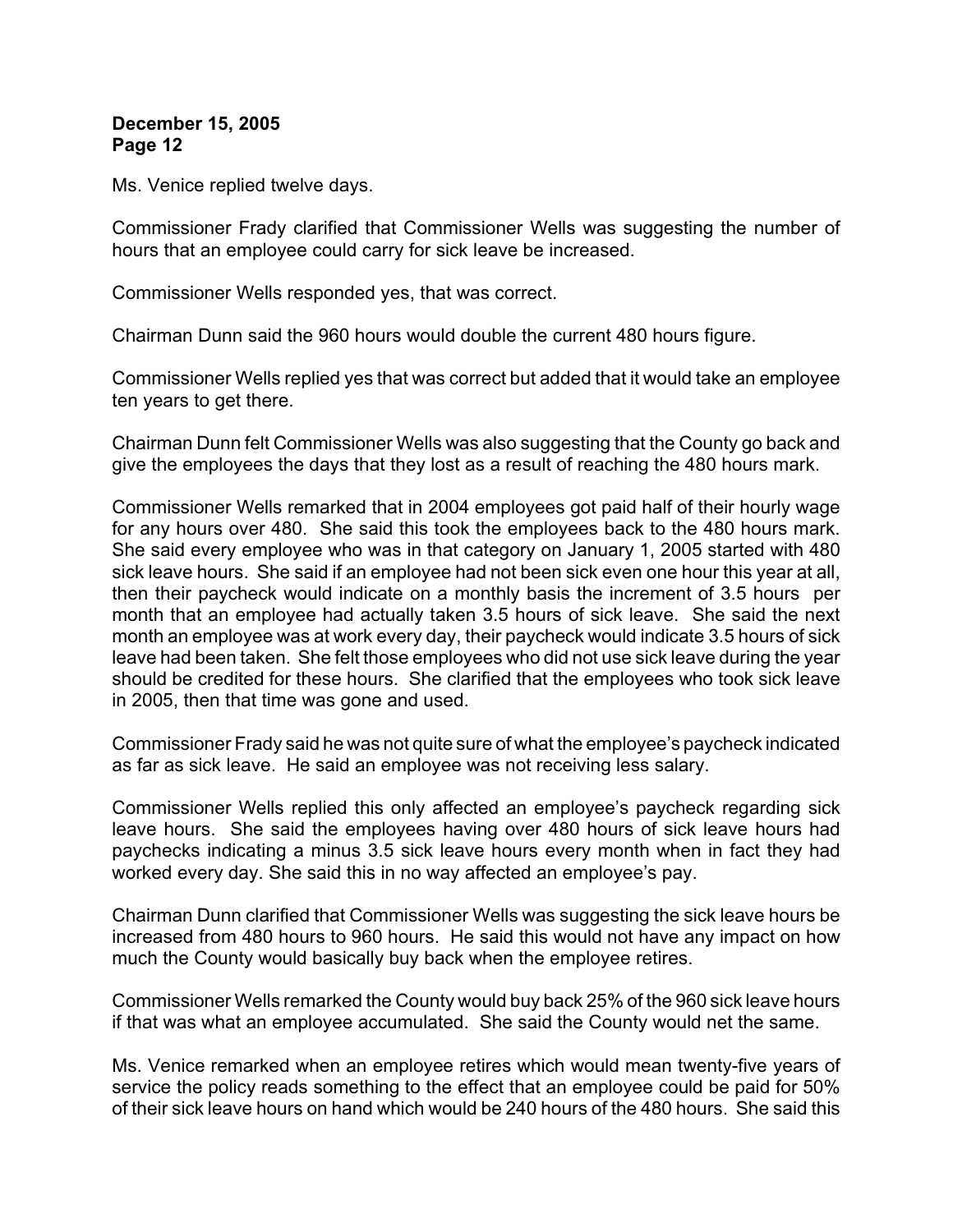Ms. Venice replied twelve days.

Commissioner Frady clarified that Commissioner Wells was suggesting the number of hours that an employee could carry for sick leave be increased.

Commissioner Wells responded yes, that was correct.

Chairman Dunn said the 960 hours would double the current 480 hours figure.

Commissioner Wells replied yes that was correct but added that it would take an employee ten years to get there.

Chairman Dunn felt Commissioner Wells was also suggesting that the County go back and give the employees the days that they lost as a result of reaching the 480 hours mark.

Commissioner Wells remarked that in 2004 employees got paid half of their hourly wage for any hours over 480. She said this took the employees back to the 480 hours mark. She said every employee who was in that category on January 1, 2005 started with 480 sick leave hours. She said if an employee had not been sick even one hour this year at all, then their paycheck would indicate on a monthly basis the increment of 3.5 hours per month that an employee had actually taken 3.5 hours of sick leave. She said the next month an employee was at work every day, their paycheck would indicate 3.5 hours of sick leave had been taken. She felt those employees who did not use sick leave during the year should be credited for these hours. She clarified that the employees who took sick leave in 2005, then that time was gone and used.

Commissioner Frady said he was not quite sure of what the employee's paycheck indicated as far as sick leave. He said an employee was not receiving less salary.

Commissioner Wells replied this only affected an employee's paycheck regarding sick leave hours. She said the employees having over 480 hours of sick leave hours had paychecks indicating a minus 3.5 sick leave hours every month when in fact they had worked every day. She said this in no way affected an employee's pay.

Chairman Dunn clarified that Commissioner Wells was suggesting the sick leave hours be increased from 480 hours to 960 hours. He said this would not have any impact on how much the County would basically buy back when the employee retires.

Commissioner Wells remarked the County would buy back 25% of the 960 sick leave hours if that was what an employee accumulated. She said the County would net the same.

Ms. Venice remarked when an employee retires which would mean twenty-five years of service the policy reads something to the effect that an employee could be paid for 50% of their sick leave hours on hand which would be 240 hours of the 480 hours. She said this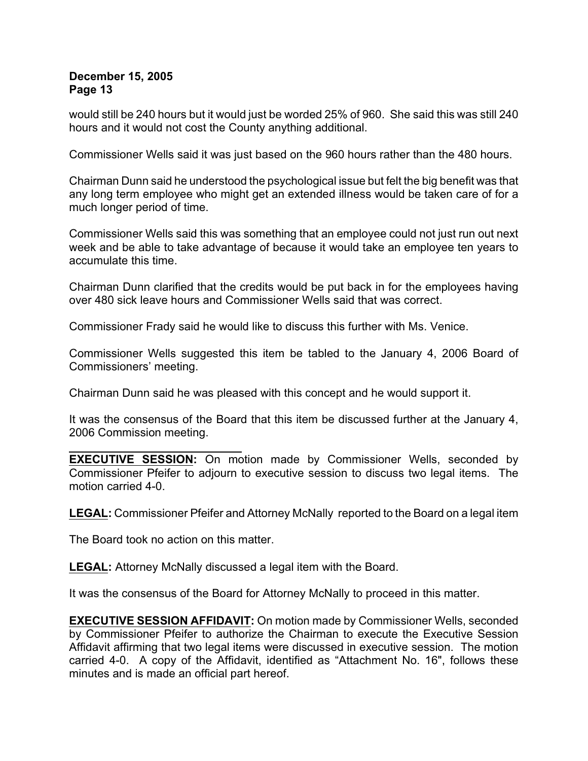would still be 240 hours but it would just be worded 25% of 960. She said this was still 240 hours and it would not cost the County anything additional.

Commissioner Wells said it was just based on the 960 hours rather than the 480 hours.

Chairman Dunn said he understood the psychological issue but felt the big benefit was that any long term employee who might get an extended illness would be taken care of for a much longer period of time.

Commissioner Wells said this was something that an employee could not just run out next week and be able to take advantage of because it would take an employee ten years to accumulate this time.

Chairman Dunn clarified that the credits would be put back in for the employees having over 480 sick leave hours and Commissioner Wells said that was correct.

Commissioner Frady said he would like to discuss this further with Ms. Venice.

Commissioner Wells suggested this item be tabled to the January 4, 2006 Board of Commissioners' meeting.

Chairman Dunn said he was pleased with this concept and he would support it.

It was the consensus of the Board that this item be discussed further at the January 4, 2006 Commission meeting.

---

**EXECUTIVE SESSION:** On motion made by Commissioner Wells, seconded by Commissioner Pfeifer to adjourn to executive session to discuss two legal items. The motion carried 4-0.

**LEGAL:** Commissioner Pfeifer and Attorney McNally reported to the Board on a legal item

The Board took no action on this matter.

**LEGAL:** Attorney McNally discussed a legal item with the Board.

It was the consensus of the Board for Attorney McNally to proceed in this matter.

**EXECUTIVE SESSION AFFIDAVIT:** On motion made by Commissioner Wells, seconded by Commissioner Pfeifer to authorize the Chairman to execute the Executive Session Affidavit affirming that two legal items were discussed in executive session. The motion carried 4-0. A copy of the Affidavit, identified as "Attachment No. 16", follows these minutes and is made an official part hereof.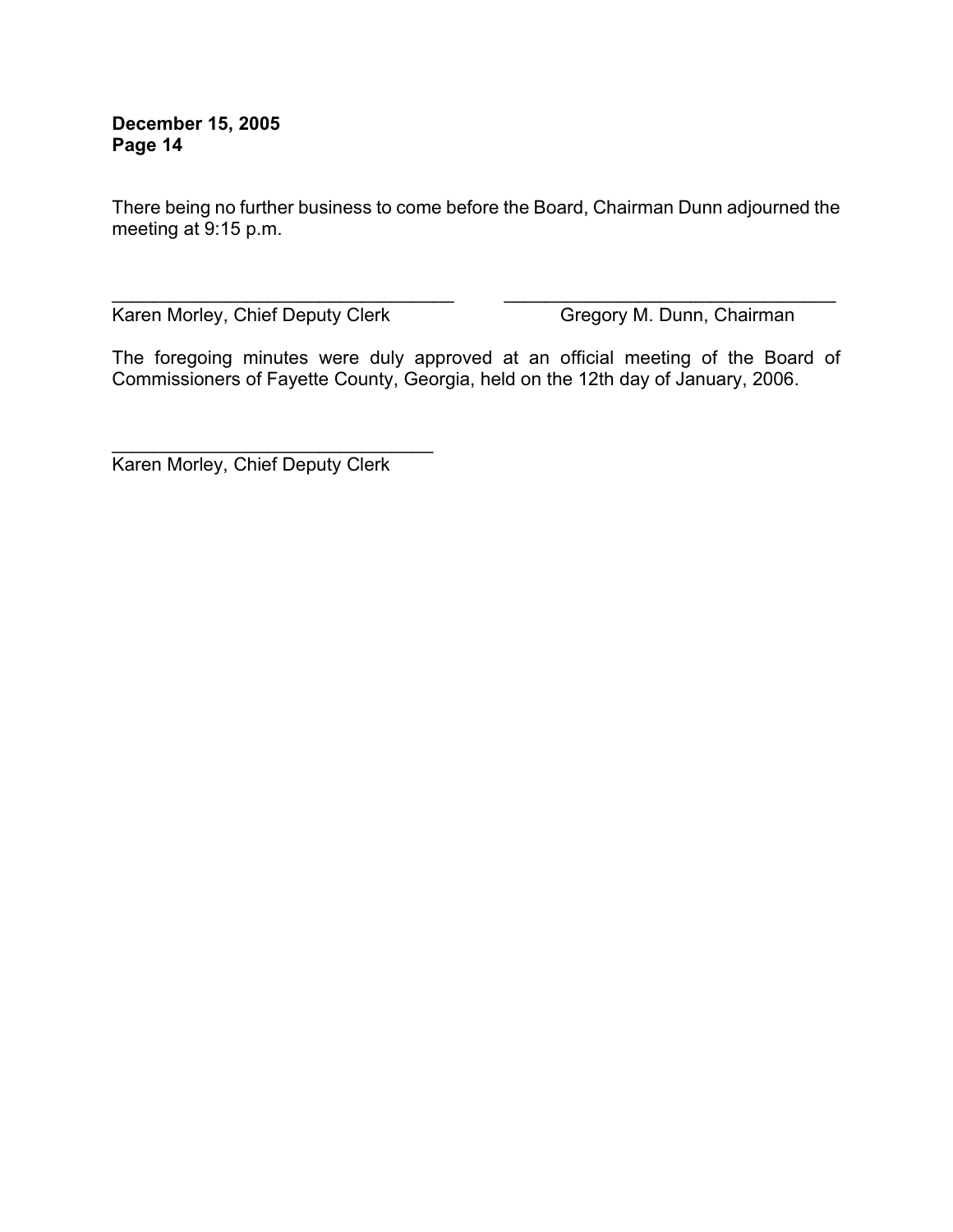There being no further business to come before the Board, Chairman Dunn adjourned the meeting at 9:15 p.m.

| | |
|---|---|
| ___________________________________ | ___________________________________ |
| Karen Morley, Chief Deputy Clerk | Gregory M. Dunn, Chairman |

The foregoing minutes were duly approved at an official meeting of the Board of Commissioners of Fayette County, Georgia, held on the 12th day of January, 2006.

___________________________________

Karen Morley, Chief Deputy Clerk